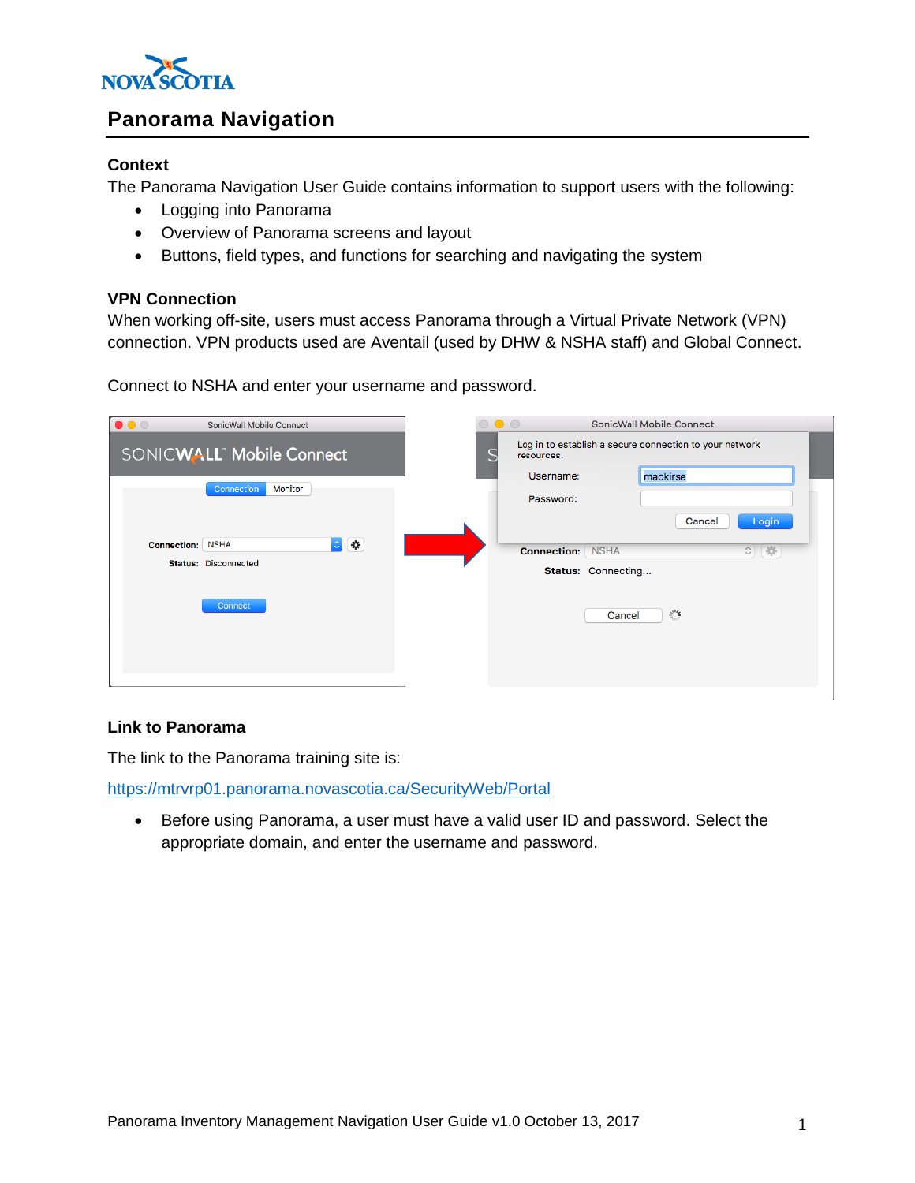# Panorama Navigation

## Context

The Panorama Navigation User Guide contains information to support users with the following:

- Logging into Panorama
- Overview of Panorama screens and layout
- Buttons, field types, and functions for searching and navigating the system

## VPN Connection

When working off-site, users must access Panorama through a Virtual Private Network (VPN) connection. VPN products used are Aventail (used by DHW & NSHA staff) and Global Connect.

Connect to NSHA and enter your username and password.

## Link to Panorama

The link to the Panorama training site is:

https://mtrvrp01.panorama.novascotia.ca/SecurityWeb/Portal

- Before using Panorama, a user must have a valid user ID and password. Select the appropriate domain, and enter the username and password.

Panorama Inventory Management Navigation User Guide v1.0 October 13, 2017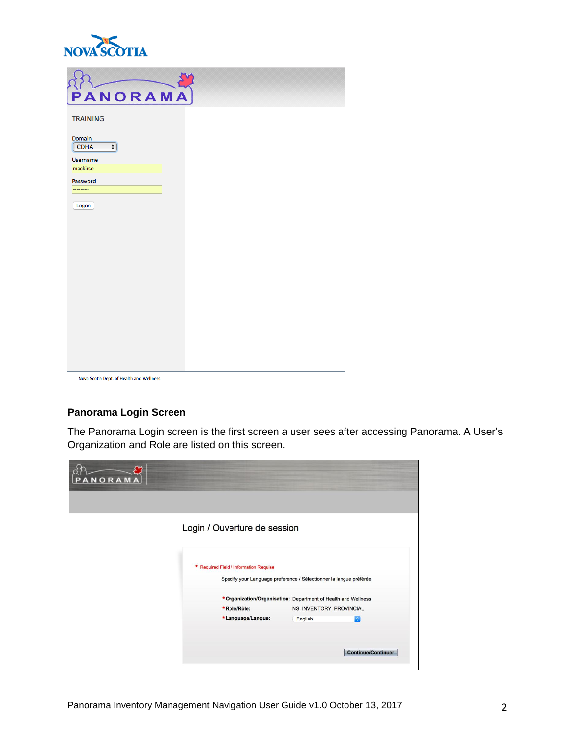## Panorama Login Screen

The Panorama Login screen is the first screen a user sees after accessing Panorama. A User's Organization and Role are listed on this screen.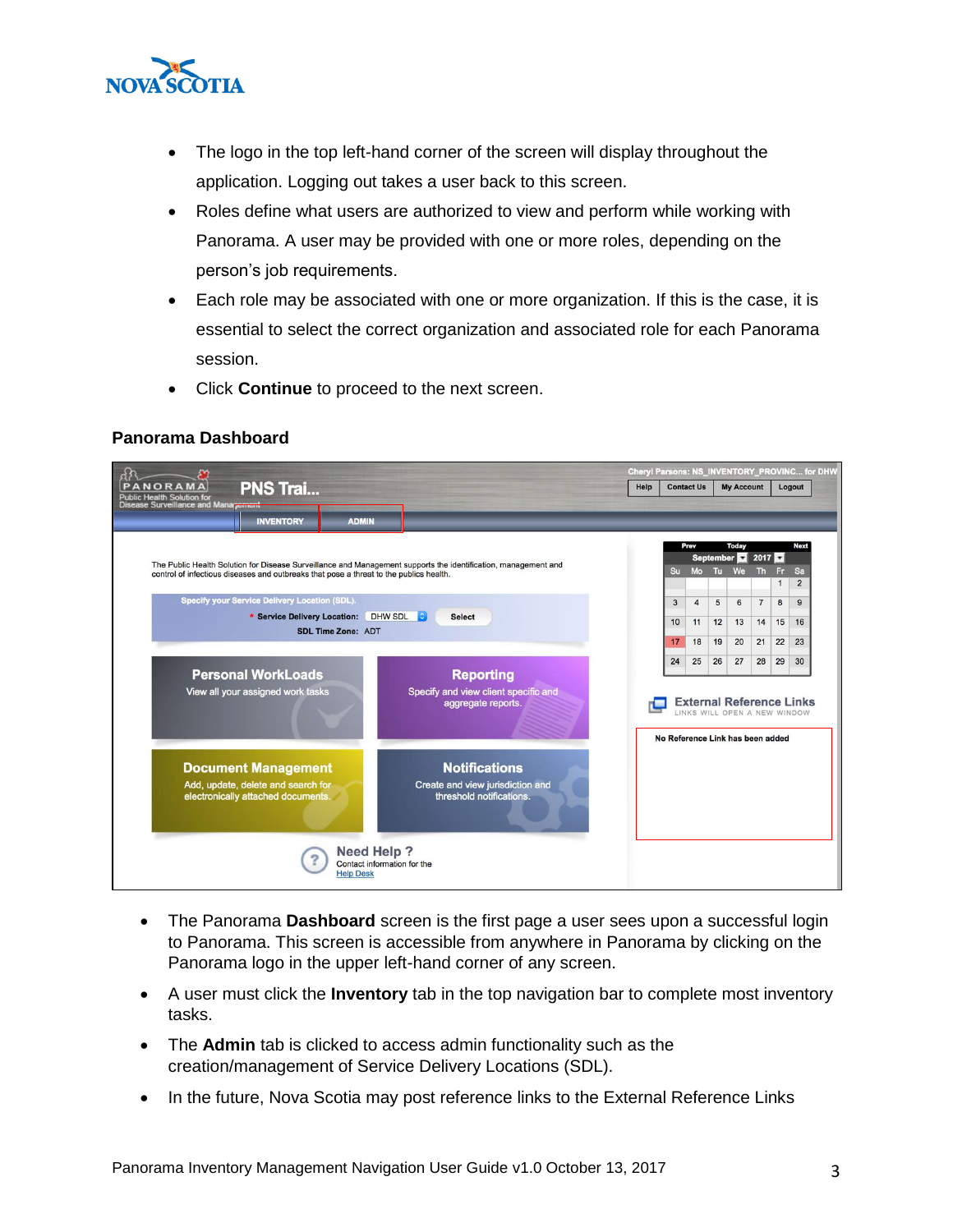- The logo in the top left-hand corner of the screen will display throughout the application. Logging out takes a user back to this screen.
- Roles define what users are authorized to view and perform while working with Panorama. A user may be provided with one or more roles, depending on the person's job requirements.
- Each role may be associated with one or more organization. If this is the case, it is essential to select the correct organization and associated role for each Panorama session.
- Click **Continue** to proceed to the next screen.

### Panorama Dashboard

- The Panorama **Dashboard** screen is the first page a user sees upon a successful login to Panorama. This screen is accessible from anywhere in Panorama by clicking on the Panorama logo in the upper left-hand corner of any screen.
- A user must click the **Inventory** tab in the top navigation bar to complete most inventory tasks.
- The **Admin** tab is clicked to access admin functionality such as the creation/management of Service Delivery Locations (SDL).
- In the future, Nova Scotia may post reference links to the External Reference Links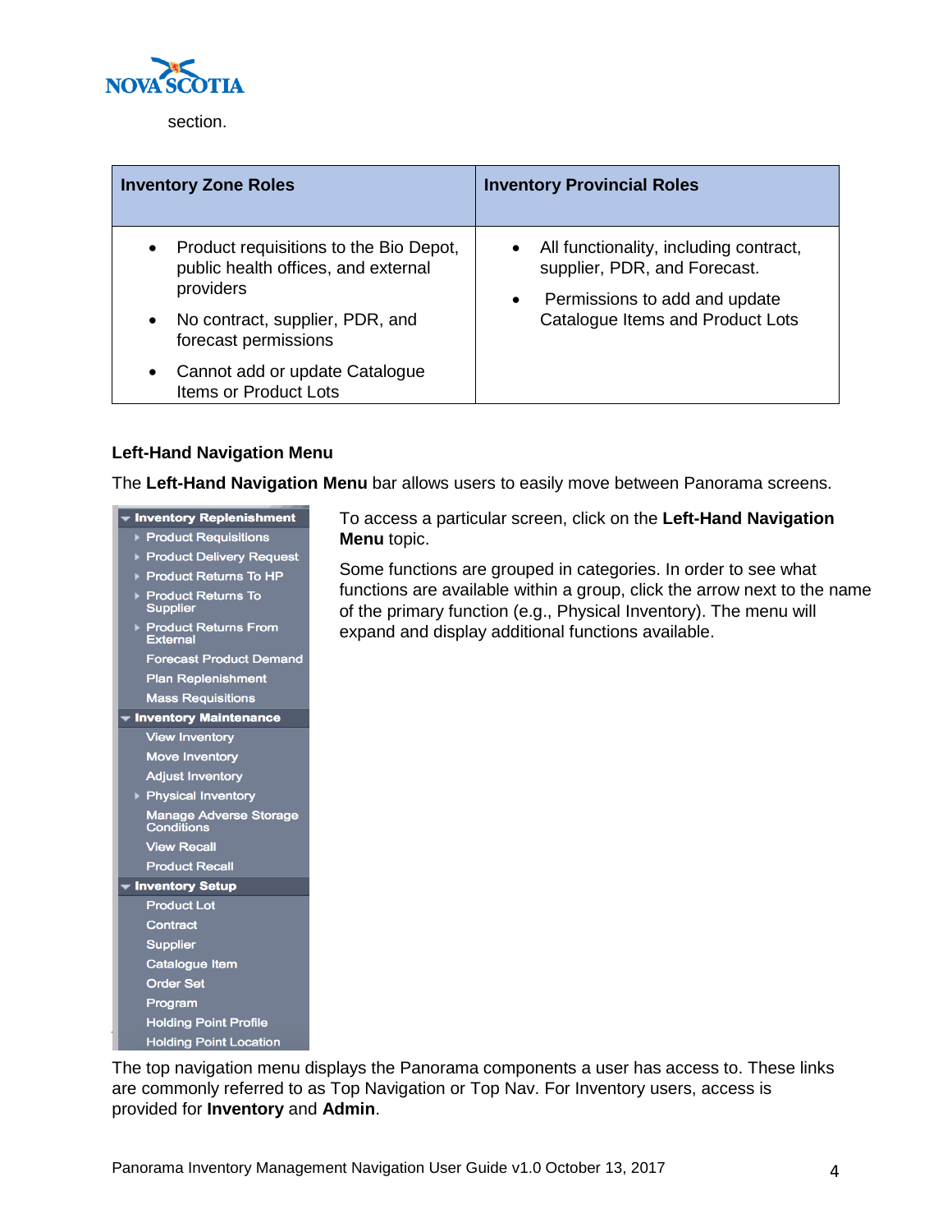section.

| Inventory Zone Roles | Inventory Provincial Roles |
|---|---|
| • Product requisitions to the Bio Depot, public health offices, and external providers<br>• No contract, supplier, PDR, and forecast permissions<br>• Cannot add or update Catalogue Items or Product Lots | • All functionality, including contract, supplier, PDR, and Forecast.<br>• Permissions to add and update Catalogue Items and Product Lots |

### Left-Hand Navigation Menu

The **Left-Hand Navigation Menu** bar allows users to easily move between Panorama screens.

- **Inventory Replenishment**
  - Product Requisitions
  - Product Delivery Request
  - Product Returns To HP
  - Product Returns To Supplier
  - Product Returns From External
  - Forecast Product Demand
  - Plan Replenishment
  - Mass Requisitions
- **Inventory Maintenance**
  - View Inventory
  - Move Inventory
  - Adjust Inventory
  - Physical Inventory
  - Manage Adverse Storage Conditions
  - View Recall
  - Product Recall
- **Inventory Setup**
  - Product Lot
  - Contract
  - Supplier
  - Catalogue Item
  - Order Set
  - Program
  - Holding Point Profile
  - Holding Point Location

To access a particular screen, click on the **Left-Hand Navigation Menu** topic.

Some functions are grouped in categories. In order to see what functions are available within a group, click the arrow next to the name of the primary function (e.g., Physical Inventory). The menu will expand and display additional functions available.

The top navigation menu displays the Panorama components a user has access to. These links are commonly referred to as Top Navigation or Top Nav. For Inventory users, access is provided for **Inventory** and **Admin**.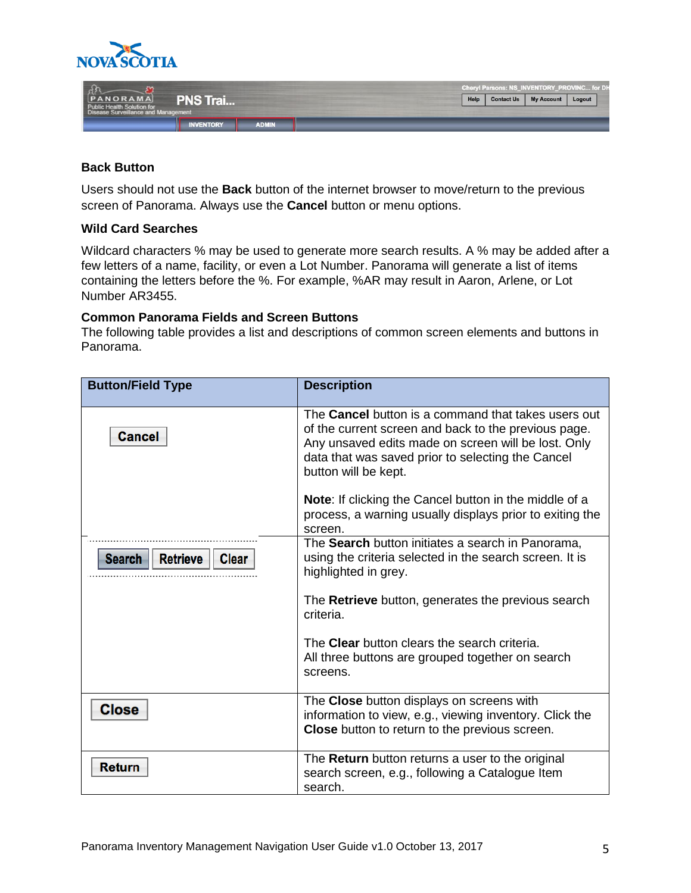### Back Button

Users should not use the **Back** button of the internet browser to move/return to the previous screen of Panorama. Always use the **Cancel** button or menu options.

### Wild Card Searches

Wildcard characters % may be used to generate more search results. A % may be added after a few letters of a name, facility, or even a Lot Number. Panorama will generate a list of items containing the letters before the %. For example, %AR may result in Aaron, Arlene, or Lot Number AR3455.

### Common Panorama Fields and Screen Buttons

The following table provides a list and descriptions of common screen elements and buttons in Panorama.

| Button/Field Type | Description |
| --- | --- |
| Cancel | The **Cancel** button is a command that takes users out of the current screen and back to the previous page. Any unsaved edits made on screen will be lost. Only data that was saved prior to selecting the Cancel button will be kept.<br><br>**Note**: If clicking the Cancel button in the middle of a process, a warning usually displays prior to exiting the screen. |
| Search Retrieve Clear | The **Search** button initiates a search in Panorama, using the criteria selected in the search screen. It is highlighted in grey.<br><br>The **Retrieve** button, generates the previous search criteria.<br><br>The **Clear** button clears the search criteria. All three buttons are grouped together on search screens. |
| Close | The **Close** button displays on screens with information to view, e.g., viewing inventory. Click the **Close** button to return to the previous screen. |
| Return | The **Return** button returns a user to the original search screen, e.g., following a Catalogue Item search. |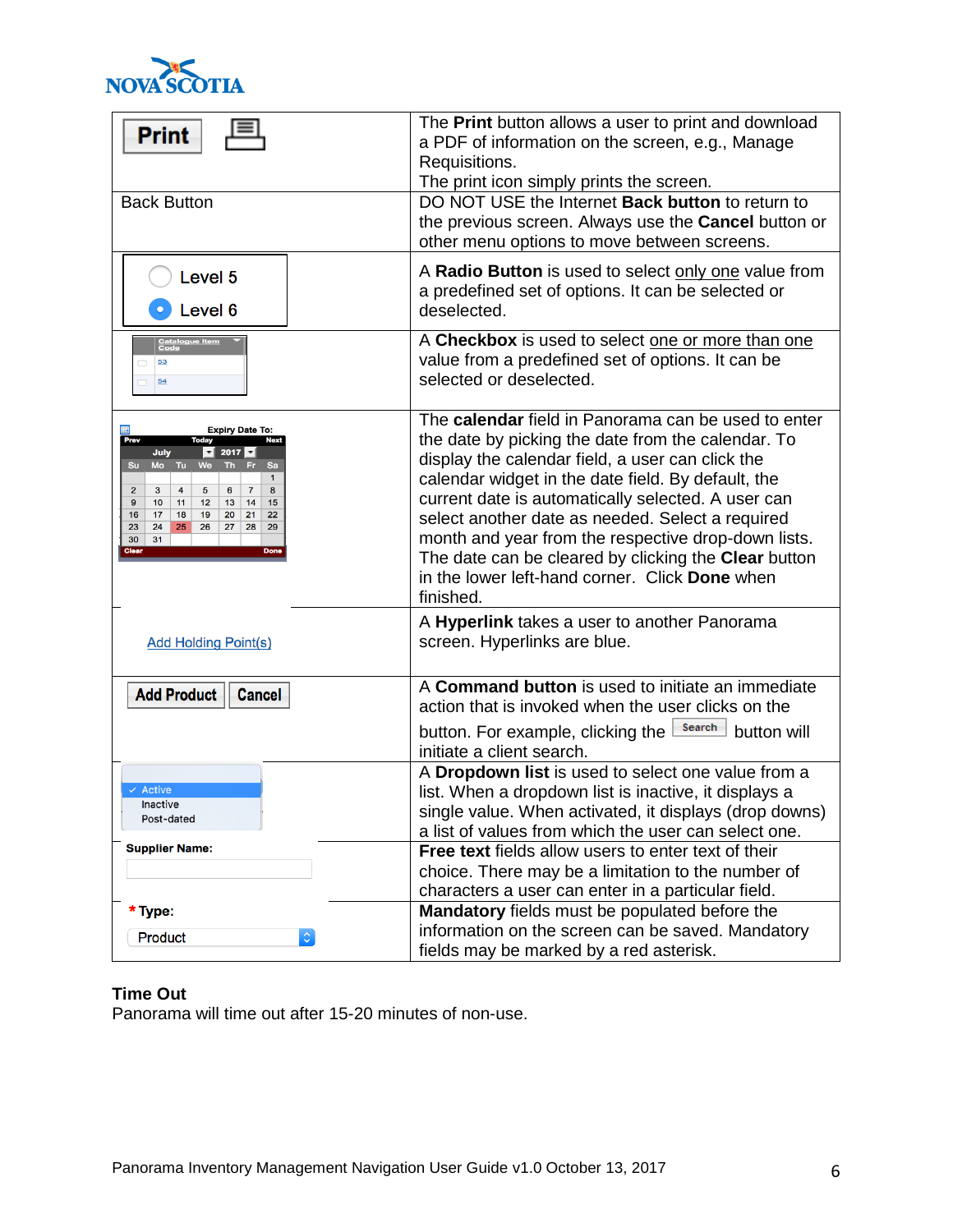| | |
|---|---|
| Print | The **Print** button allows a user to print and download a PDF of information on the screen, e.g., Manage Requisitions.<br>The print icon simply prints the screen. |
| Back Button | DO NOT USE the Internet **Back button** to return to the previous screen. Always use the **Cancel** button or other menu options to move between screens. |
| Level 5<br>Level 6 | A **Radio Button** is used to select only one value from a predefined set of options. It can be selected or deselected. |
| Catalogue Item Code<br>53<br>54 | A **Checkbox** is used to select one or more than one value from a predefined set of options. It can be selected or deselected. |
| Expiry Date To: | The **calendar** field in Panorama can be used to enter the date by picking the date from the calendar. To display the calendar field, a user can click the calendar widget in the date field. By default, the current date is automatically selected. A user can select another date as needed. Select a required month and year from the respective drop-down lists. The date can be cleared by clicking the **Clear** button in the lower left-hand corner. Click **Done** when finished. |
| Add Holding Point(s) | A **Hyperlink** takes a user to another Panorama screen. Hyperlinks are blue. |
| Add Product Cancel | A **Command button** is used to initiate an immediate action that is invoked when the user clicks on the button. For example, clicking the Search button will initiate a client search. |
| Active<br>Inactive<br>Post-dated | A **Dropdown list** is used to select one value from a list. When a dropdown list is inactive, it displays a single value. When activated, it displays (drop downs) a list of values from which the user can select one. |
| **Supplier Name:** | **Free text** fields allow users to enter text of their choice. There may be a limitation to the number of characters a user can enter in a particular field. |
| * **Type:**<br>Product | **Mandatory** fields must be populated before the information on the screen can be saved. Mandatory fields may be marked by a red asterisk. |

**Time Out**

Panorama will time out after 15-20 minutes of non-use.